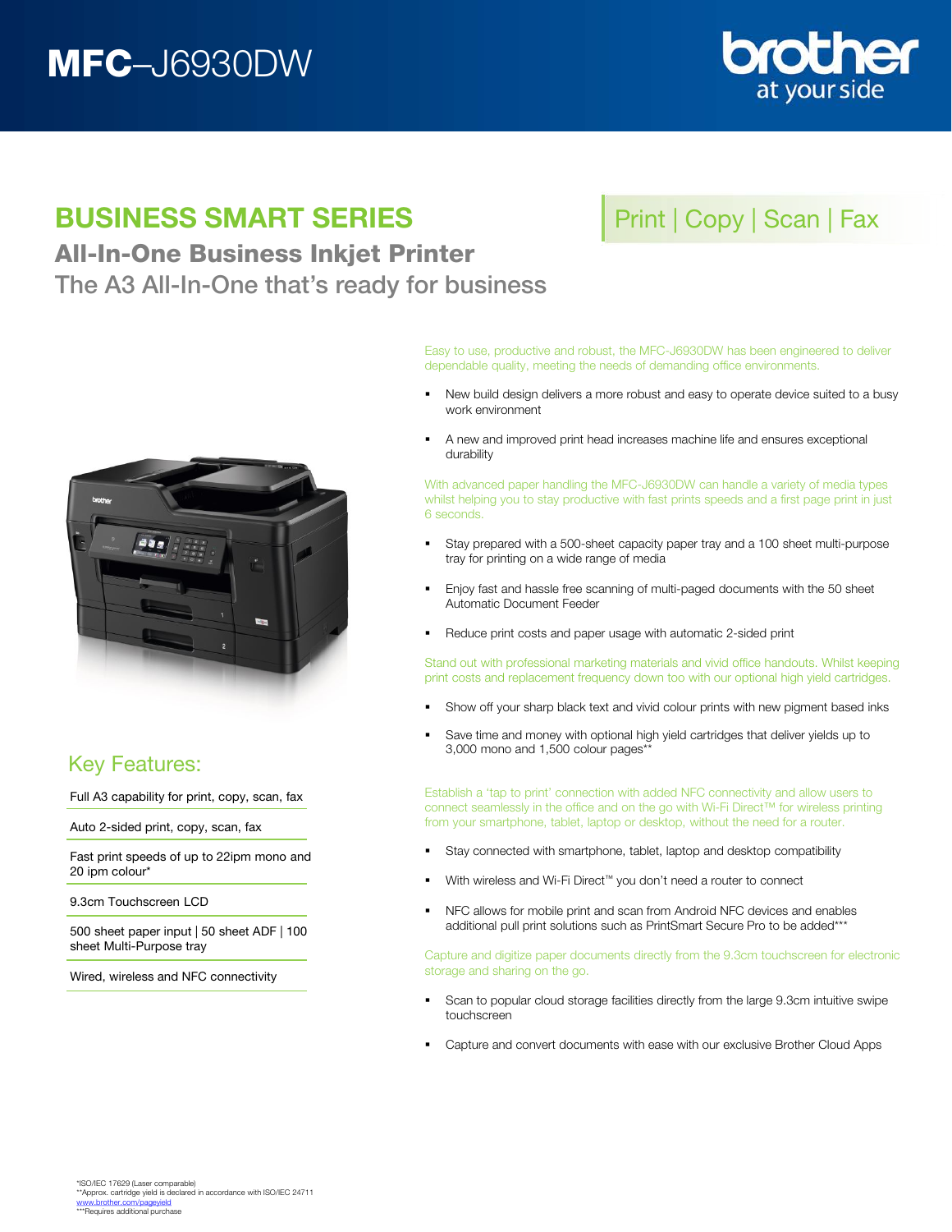# MFC–J6930DW

brother at your side

## BUSINESS SMART SERIES

Print | Copy | Scan | Fax

### All-In-One Business Inkjet Printer

The A3 All-In-One that's ready for business

Easy to use, productive and robust, the MFC-J6930DW has been engineered to deliver dependable quality, meeting the needs of demanding office environments.

- New build design delivers a more robust and easy to operate device suited to a busy work environment
- A new and improved print head increases machine life and ensures exceptional durability

With advanced paper handling the MFC-J6930DW can handle a variety of media types whilst helping you to stay productive with fast prints speeds and a first page print in just 6 seconds.

- Stay prepared with a 500-sheet capacity paper tray and a 100 sheet multi-purpose tray for printing on a wide range of media
- Enjoy fast and hassle free scanning of multi-paged documents with the 50 sheet Automatic Document Feeder
- Reduce print costs and paper usage with automatic 2-sided print

Stand out with professional marketing materials and vivid office handouts. Whilst keeping print costs and replacement frequency down too with our optional high yield cartridges.

- Show off your sharp black text and vivid colour prints with new pigment based inks
- Save time and money with optional high yield cartridges that deliver yields up to 3,000 mono and 1,500 colour pages**

Establish a 'tap to print' connection with added NFC connectivity and allow users to connect seamlessly in the office and on the go with Wi-Fi Direct™ for wireless printing from your smartphone, tablet, laptop or desktop, without the need for a router.

- Stay connected with smartphone, tablet, laptop and desktop compatibility
- With wireless and Wi-Fi Direct™ you don't need a router to connect
- NFC allows for mobile print and scan from Android NFC devices and enables additional pull print solutions such as PrintSmart Secure Pro to be added***

Capture and digitize paper documents directly from the 9.3cm touchscreen for electronic storage and sharing on the go.

- Scan to popular cloud storage facilities directly from the large 9.3cm intuitive swipe touchscreen
- Capture and convert documents with ease with our exclusive Brother Cloud Apps

## Key Features:

- Full A3 capability for print, copy, scan, fax
- Auto 2-sided print, copy, scan, fax
- Fast print speeds of up to 22ipm mono and 20 ipm colour*
- 9.3cm Touchscreen LCD
- 500 sheet paper input | 50 sheet ADF | 100 sheet Multi-Purpose tray
- Wired, wireless and NFC connectivity

*ISO/IEC 17629 (Laser comparable)
**Approx. cartridge yield is declared in accordance with ISO/IEC 24711
www.brother.com/pageyield
***Requires additional purchase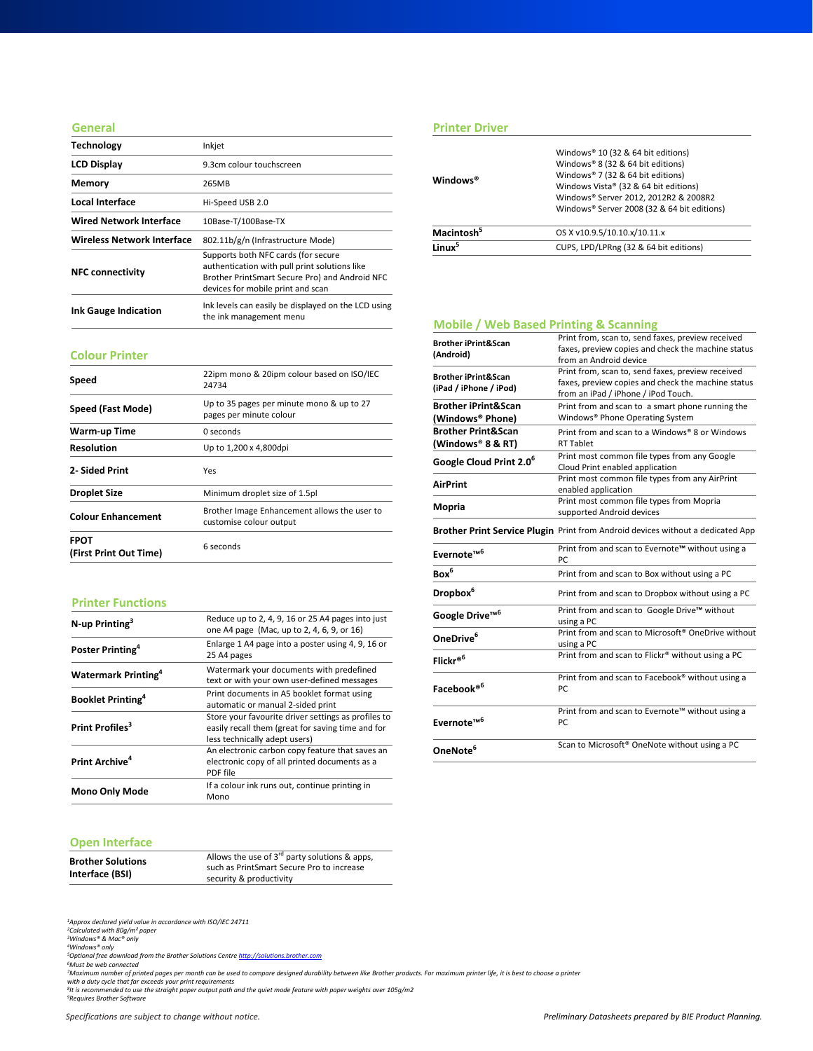## General

| | |
|---|---|
| **Technology** | Inkjet |
| **LCD Display** | 9.3cm colour touchscreen |
| **Memory** | 265MB |
| **Local Interface** | Hi-Speed USB 2.0 |
| **Wired Network Interface** | 10Base-T/100Base-TX |
| **Wireless Network Interface** | 802.11b/g/n (Infrastructure Mode) |
| **NFC connectivity** | Supports both NFC cards (for secure authentication with pull print solutions like Brother PrintSmart Secure Pro) and Android NFC devices for mobile print and scan |
| **Ink Gauge Indication** | Ink levels can easily be displayed on the LCD using the ink management menu |

## Colour Printer

| | |
|---|---|
| **Speed** | 22ipm mono & 20ipm colour based on ISO/IEC 24734 |
| **Speed (Fast Mode)** | Up to 35 pages per minute mono & up to 27 pages per minute colour |
| **Warm-up Time** | 0 seconds |
| **Resolution** | Up to 1,200 x 4,800dpi |
| **2- Sided Print** | Yes |
| **Droplet Size** | Minimum droplet size of 1.5pl |
| **Colour Enhancement** | Brother Image Enhancement allows the user to customise colour output |
| **FPOT (First Print Out Time)** | 6 seconds |

## Printer Functions

| | |
|---|---|
| **N-up Printing**[3] | Reduce up to 2, 4, 9, 16 or 25 A4 pages into just one A4 page (Mac, up to 2, 4, 6, 9, or 16) |
| **Poster Printing**[4] | Enlarge 1 A4 page into a poster using 4, 9, 16 or 25 A4 pages |
| **Watermark Printing**[4] | Watermark your documents with predefined text or with your own user-defined messages |
| **Booklet Printing**[4] | Print documents in A5 booklet format using automatic or manual 2-sided print |
| **Print Profiles**[3] | Store your favourite driver settings as profiles to easily recall them (great for saving time and for less technically adept users) |
| **Print Archive**[4] | An electronic carbon copy feature that saves an electronic copy of all printed documents as a PDF file |
| **Mono Only Mode** | If a colour ink runs out, continue printing in Mono |

## Open Interface

| | |
|---|---|
| **Brother Solutions Interface (BSI)** | Allows the use of 3rd party solutions & apps, such as PrintSmart Secure Pro to increase security & productivity |

## Printer Driver

| | |
|---|---|
| **Windows®** | Windows® 10 (32 & 64 bit editions)<br>Windows® 8 (32 & 64 bit editions)<br>Windows® 7 (32 & 64 bit editions)<br>Windows Vista® (32 & 64 bit editions)<br>Windows® Server 2012, 2012R2 & 2008R2<br>Windows® Server 2008 (32 & 64 bit editions) |
| **Macintosh**[5] | OS X v10.9.5/10.10.x/10.11.x |
| **Linux**[5] | CUPS, LPD/LPRng (32 & 64 bit editions) |

## Mobile / Web Based Printing & Scanning

| | |
|---|---|
| **Brother iPrint&Scan (Android)** | Print from, scan to, send faxes, preview received faxes, preview copies and check the machine status from an Android device |
| **Brother iPrint&Scan (iPad / iPhone / iPod)** | Print from, scan to, send faxes, preview received faxes, preview copies and check the machine status from an iPad / iPhone / iPod Touch. |
| **Brother iPrint&Scan (Windows® Phone)** | Print from and scan to a smart phone running the Windows® Phone Operating System |
| **Brother Print&Scan (Windows® 8 & RT)** | Print from and scan to a Windows® 8 or Windows RT Tablet |
| **Google Cloud Print 2.0**[6] | Print most common file types from any Google Cloud Print enabled application |
| **AirPrint** | Print most common file types from any AirPrint enabled application |
| **Mopria** | Print most common file types from Mopria supported Android devices |
| **Brother Print Service Plugin** | Print from Android devices without a dedicated App |
| **Evernote™**[6] | Print from and scan to Evernote™ without using a PC |
| **Box**[6] | Print from and scan to Box without using a PC |
| **Dropbox**[6] | Print from and scan to Dropbox without using a PC |
| **Google Drive™**[6] | Print from and scan to Google Drive™ without using a PC |
| **OneDrive**[6] | Print from and scan to Microsoft® OneDrive without using a PC |
| **Flickr®**[6] | Print from and scan to Flickr® without using a PC |
| **Facebook®**[6] | Print from and scan to Facebook® without using a PC |
| **Evernote™**[6] | Print from and scan to Evernote™ without using a PC |
| **OneNote**[6] | Scan to Microsoft® OneNote without using a PC |

*[1]Approx declared yield value in accordance with ISO/IEC 24711*
*[2]Calculated with 80g/m² paper*
*[3]Windows® & Mac® only*
*[4]Windows® only*
*[5]Optional free download from the Brother Solutions Centre http://solutions.brother.com*
*[6]Must be web connected*
*[7]Maximum number of printed pages per month can be used to compare designed durability between like Brother products. For maximum printer life, it is best to choose a printer with a duty cycle that far exceeds your print requirements*
*[8]It is recommended to use the straight paper output path and the quiet mode feature with paper weights over 105g/m2*
*[9]Requires Brother Software*

*Specifications are subject to change without notice.*

*Preliminary Datasheets prepared by BIE Product Planning.*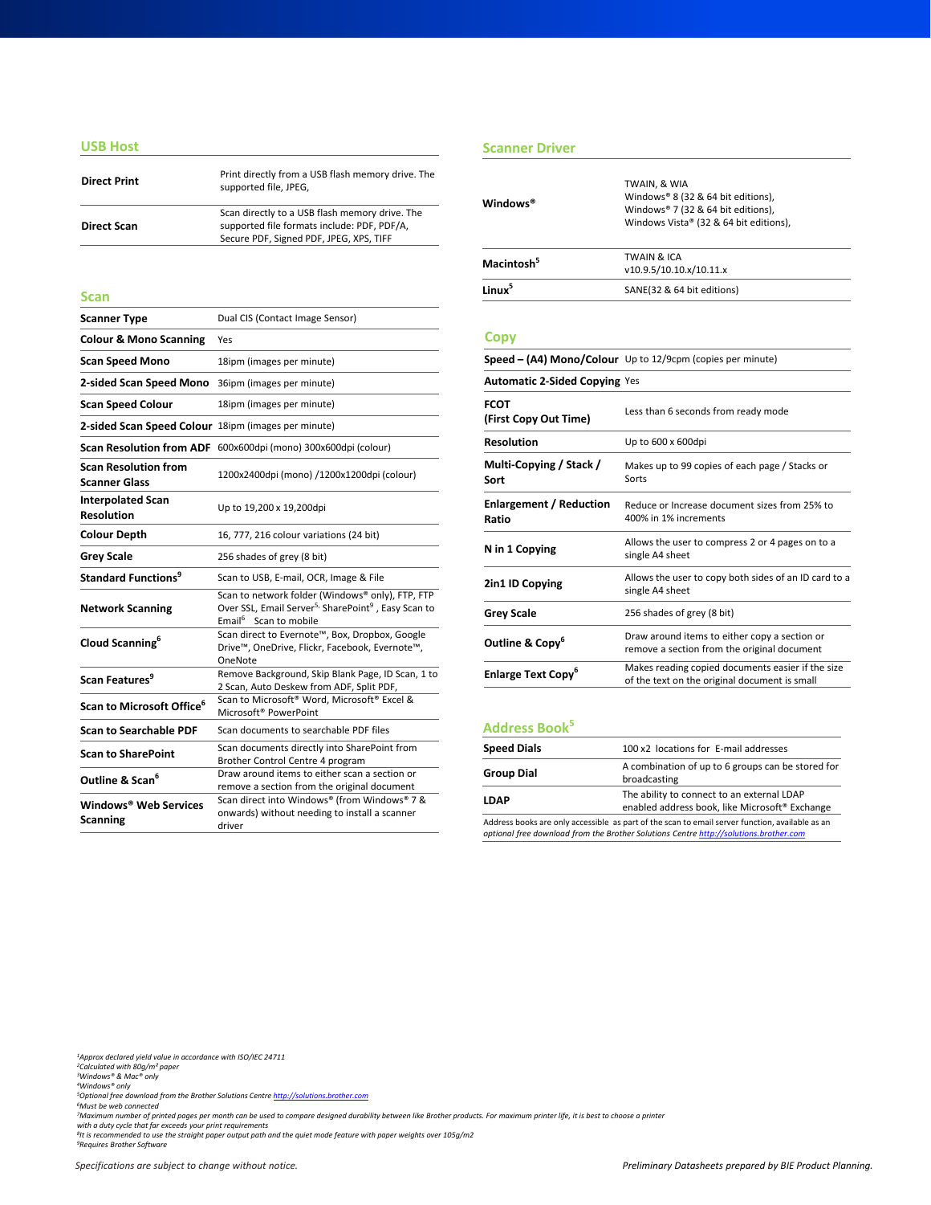## USB Host

| | |
|---|---|
| **Direct Print** | Print directly from a USB flash memory drive. The supported file, JPEG, |
| **Direct Scan** | Scan directly to a USB flash memory drive. The supported file formats include: PDF, PDF/A, Secure PDF, Signed PDF, JPEG, XPS, TIFF |

## Scan

| | |
|---|---|
| **Scanner Type** | Dual CIS (Contact Image Sensor) |
| **Colour & Mono Scanning** | Yes |
| **Scan Speed Mono** | 18ipm (images per minute) |
| **2-sided Scan Speed Mono** | 36ipm (images per minute) |
| **Scan Speed Colour** | 18ipm (images per minute) |
| **2-sided Scan Speed Colour** | 18ipm (images per minute) |
| **Scan Resolution from ADF** | 600x600dpi (mono) 300x600dpi (colour) |
| **Scan Resolution from Scanner Glass** | 1200x2400dpi (mono) /1200x1200dpi (colour) |
| **Interpolated Scan Resolution** | Up to 19,200 x 19,200dpi |
| **Colour Depth** | 16, 777, 216 colour variations (24 bit) |
| **Grey Scale** | 256 shades of grey (8 bit) |
| **Standard Functions**[9] | Scan to USB, E-mail, OCR, Image & File |
| **Network Scanning** | Scan to network folder (Windows® only), FTP, FTP Over SSL, Email Server[5,] SharePoint[9] , Easy Scan to Email[6] Scan to mobile |
| **Cloud Scanning**[6] | Scan direct to Evernote™, Box, Dropbox, Google Drive™, OneDrive, Flickr, Facebook, Evernote™, OneNote |
| **Scan Features**[9] | Remove Background, Skip Blank Page, ID Scan, 1 to 2 Scan, Auto Deskew from ADF, Split PDF, |
| **Scan to Microsoft Office**[6] | Scan to Microsoft® Word, Microsoft® Excel & Microsoft® PowerPoint |
| **Scan to Searchable PDF** | Scan documents to searchable PDF files |
| **Scan to SharePoint** | Scan documents directly into SharePoint from Brother Control Centre 4 program |
| **Outline & Scan**[6] | Draw around items to either scan a section or remove a section from the original document |
| **Windows® Web Services Scanning** | Scan direct into Windows® (from Windows® 7 & onwards) without needing to install a scanner driver |

## Scanner Driver

| | |
|---|---|
| **Windows®** | TWAIN, & WIA<br>Windows® 8 (32 & 64 bit editions),<br>Windows® 7 (32 & 64 bit editions),<br>Windows Vista® (32 & 64 bit editions), |
| **Macintosh**[5] | TWAIN & ICA<br>v10.9.5/10.10.x/10.11.x |
| **Linux**[5] | SANE(32 & 64 bit editions) |

## Copy

| | |
|---|---|
| **Speed – (A4) Mono/Colour** | Up to 12/9cpm (copies per minute) |
| **Automatic 2-Sided Copying** | Yes |
| **FCOT (First Copy Out Time)** | Less than 6 seconds from ready mode |
| **Resolution** | Up to 600 x 600dpi |
| **Multi-Copying / Stack / Sort** | Makes up to 99 copies of each page / Stacks or Sorts |
| **Enlargement / Reduction Ratio** | Reduce or Increase document sizes from 25% to 400% in 1% increments |
| **N in 1 Copying** | Allows the user to compress 2 or 4 pages on to a single A4 sheet |
| **2in1 ID Copying** | Allows the user to copy both sides of an ID card to a single A4 sheet |
| **Grey Scale** | 256 shades of grey (8 bit) |
| **Outline & Copy**[6] | Draw around items to either copy a section or remove a section from the original document |
| **Enlarge Text Copy**[6] | Makes reading copied documents easier if the size of the text on the original document is small |

## Address Book[5]

| | |
|---|---|
| **Speed Dials** | 100 x2 locations for E-mail addresses |
| **Group Dial** | A combination of up to 6 groups can be stored for broadcasting |
| **LDAP** | The ability to connect to an external LDAP enabled address book, like Microsoft® Exchange |

Address books are only accessible as part of the scan to email server function, available as an *optional free download from the Brother Solutions Centre http://solutions.brother.com*

*[1]Approx declared yield value in accordance with ISO/IEC 24711*
*[2]Calculated with 80g/m² paper*
*[3]Windows® & Mac® only*
*[4]Windows® only*
*[5]Optional free download from the Brother Solutions Centre http://solutions.brother.com*
*[6]Must be web connected*
*[7]Maximum number of printed pages per month can be used to compare designed durability between like Brother products. For maximum printer life, it is best to choose a printer with a duty cycle that far exceeds your print requirements*
*[8]It is recommended to use the straight paper output path and the quiet mode feature with paper weights over 105g/m2*
*[9]Requires Brother Software*

*Specifications are subject to change without notice.*

*Preliminary Datasheets prepared by BIE Product Planning.*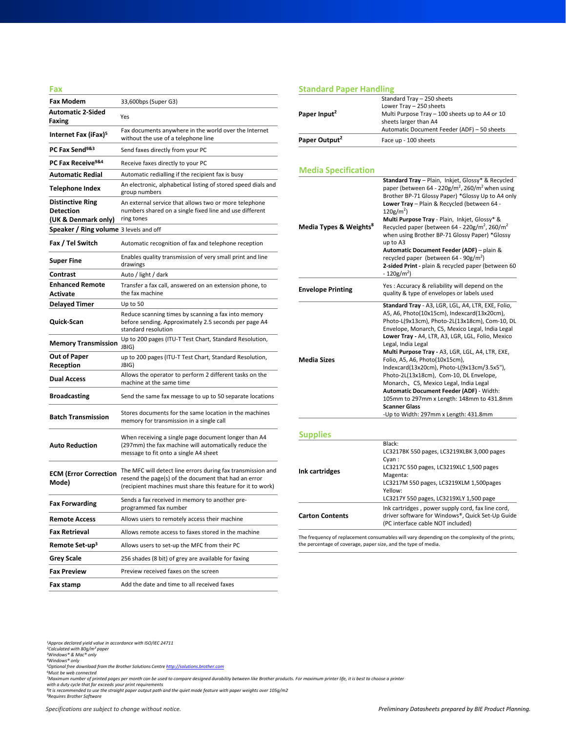## Fax

| | |
|---|---|
| **Fax Modem** | 33,600bps (Super G3) |
| **Automatic 2-Sided Faxing** | Yes |
| **Internet Fax (iFax)**[5] | Fax documents anywhere in the world over the Internet without the use of a telephone line |
| **PC Fax Send**[9&3] | Send faxes directly from your PC |
| **PC Fax Receive**[9&4] | Receive faxes directly to your PC |
| **Automatic Redial** | Automatic redialling if the recipient fax is busy |
| **Telephone Index** | An electronic, alphabetical listing of stored speed dials and group numbers |
| **Distinctive Ring Detection (UK & Denmark only)** | An external service that allows two or more telephone numbers shared on a single fixed line and use different ring tones |
| **Speaker / Ring volume** | 3 levels and off |
| **Fax / Tel Switch** | Automatic recognition of fax and telephone reception |
| **Super Fine** | Enables quality transmission of very small print and line drawings |
| **Contrast** | Auto / light / dark |
| **Enhanced Remote Activate** | Transfer a fax call, answered on an extension phone, to the fax machine |
| **Delayed Timer** | Up to 50 |
| **Quick-Scan** | Reduce scanning times by scanning a fax into memory before sending. Approximately 2.5 seconds per page A4 standard resolution |
| **Memory Transmission** | Up to 200 pages (ITU-T Test Chart, Standard Resolution, JBIG) |
| **Out of Paper Reception** | up to 200 pages (ITU-T Test Chart, Standard Resolution, JBIG) |
| **Dual Access** | Allows the operator to perform 2 different tasks on the machine at the same time |
| **Broadcasting** | Send the same fax message to up to 50 separate locations |
| **Batch Transmission** | Stores documents for the same location in the machines memory for transmission in a single call |
| **Auto Reduction** | When receiving a single page document longer than A4 (297mm) the fax machine will automatically reduce the message to fit onto a single A4 sheet |
| **ECM (Error Correction Mode)** | The MFC will detect line errors during fax transmission and resend the page(s) of the document that had an error (recipient machines must share this feature for it to work) |
| **Fax Forwarding** | Sends a fax received in memory to another pre-programmed fax number |
| **Remote Access** | Allows users to remotely access their machine |
| **Fax Retrieval** | Allows remote access to faxes stored in the machine |
| **Remote Set-up**[3] | Allows users to set-up the MFC from their PC |
| **Grey Scale** | 256 shades (8 bit) of grey are available for faxing |
| **Fax Preview** | Preview received faxes on the screen |
| **Fax stamp** | Add the date and time to all received faxes |

## Standard Paper Handling

| | |
|---|---|
| **Paper Input**[2] | Standard Tray – 250 sheets<br>Lower Tray – 250 sheets<br>Multi Purpose Tray – 100 sheets up to A4 or 10 sheets larger than A4<br>Automatic Document Feeder (ADF) – 50 sheets |
| **Paper Output**[2] | Face up - 100 sheets |

## Media Specification

| | |
|---|---|
| **Media Types & Weights**[8] | **Standard Tray** – Plain, Inkjet, Glossy* & Recycled paper (between 64 - 220g/m$^2$, 260/m$^2$ when using Brother BP-71 Glossy Paper) *Glossy Up to A4 only<br>**Lower Tray** – Plain & Recycled (between 64 - 120g/m$^2$)<br>**Multi Purpose Tray** - Plain, Inkjet, Glossy* & Recycled paper (between 64 - 220g/m$^2$, 260/m$^2$ when using Brother BP-71 Glossy Paper) *Glossy up to A3<br>**Automatic Document Feeder (ADF)** – plain & recycled paper (between 64 - 90g/m$^2$)<br>**2-sided Print** - plain & recycled paper (between 60 - 120g/m$^2$) |
| **Envelope Printing** | Yes : Accuracy & reliability will depend on the quality & type of envelopes or labels used |
| **Media Sizes** | **Standard Tray** - A3, LGR, LGL, A4, LTR, EXE, Folio, A5, A6, Photo(10x15cm), Indexcard(13x20cm), Photo-L(9x13cm), Photo-2L(13x18cm), Com-10, DL Envelope, Monarch, C5, Mexico Legal, India Legal<br>**Lower Tray** - A4, LTR, A3, LGR, LGL, Folio, Mexico Legal, India Legal<br>**Multi Purpose Tray** - A3, LGR, LGL, A4, LTR, EXE, Folio, A5, A6, Photo(10x15cm), Indexcard(13x20cm), Photo-L(9x13cm/3.5x5"), Photo-2L(13x18cm), Com-10, DL Envelope, Monarch、C5, Mexico Legal, India Legal<br>**Automatic Document Feeder (ADF)** - Width: 105mm to 297mm x Length: 148mm to 431.8mm<br>**Scanner Glass**<br>-Up to Width: 297mm x Length: 431.8mm |

## Supplies

| | |
|---|---|
| **Ink cartridges** | Black:<br>LC3217BK 550 pages, LC3219XLBK 3,000 pages<br>Cyan :<br>LC3217C 550 pages, LC3219XLC 1,500 pages<br>Magenta:<br>LC3217M 550 pages, LC3219XLM 1,500pages<br>Yellow:<br>LC3217Y 550 pages, LC3219XLY 1,500 page |
| **Carton Contents** | Ink cartridges , power supply cord, fax line cord, driver software for Windows®, Quick Set-Up Guide (PC interface cable NOT included) |

The frequency of replacement consumables will vary depending on the complexity of the prints, the percentage of coverage, paper size, and the type of media.

*[1]Approx declared yield value in accordance with ISO/IEC 24711*
*[2]Calculated with 80g/m$^2$ paper*
*[3]Windows® & Mac® only*
*[4]Windows® only*
*[5]Optional free download from the Brother Solutions Centre http://solutions.brother.com*
*[6]Must be web connected*
*[7]Maximum number of printed pages per month can be used to compare designed durability between like Brother products. For maximum printer life, it is best to choose a printer with a duty cycle that far exceeds your print requirements*
*[8]It is recommended to use the straight paper output path and the quiet mode feature with paper weights over 105g/m2*
*[9]Requires Brother Software*

*Specifications are subject to change without notice.*

*Preliminary Datasheets prepared by BIE Product Planning.*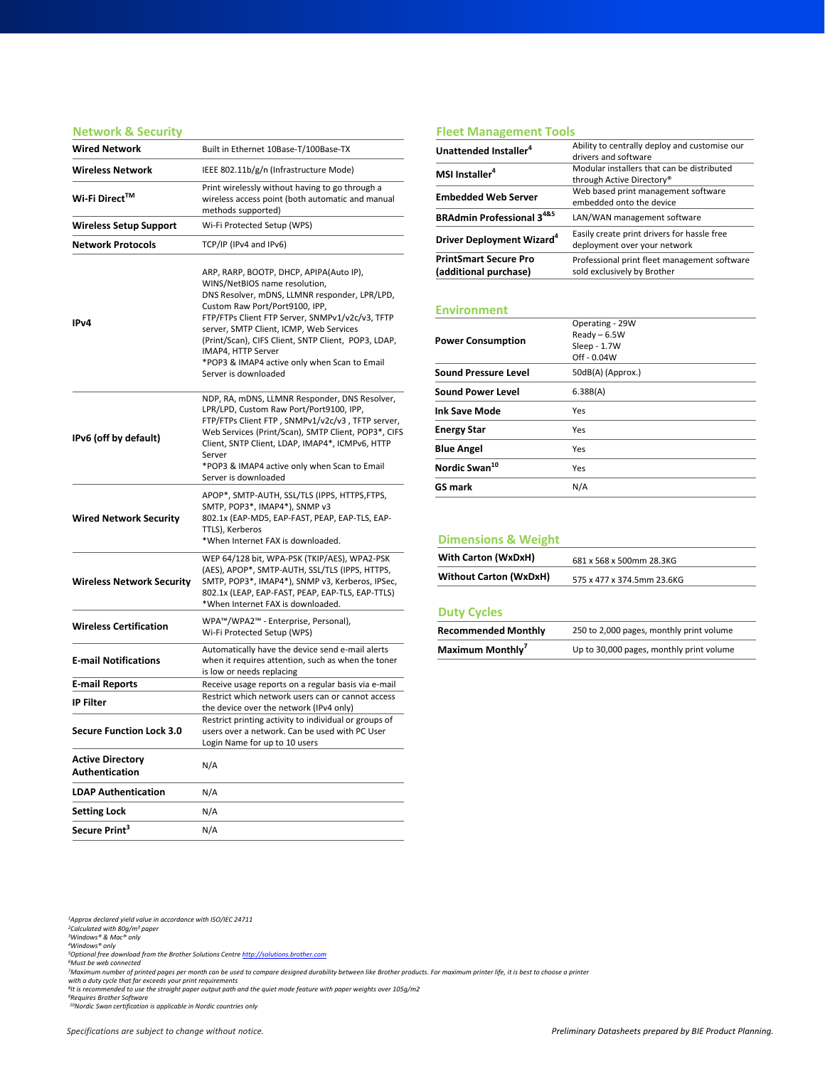## Network & Security

| | |
|---|---|
| **Wired Network** | Built in Ethernet 10Base-T/100Base-TX |
| **Wireless Network** | IEEE 802.11b/g/n (Infrastructure Mode) |
| **Wi-Fi Direct™** | Print wirelessly without having to go through a wireless access point (both automatic and manual methods supported) |
| **Wireless Setup Support** | Wi-Fi Protected Setup (WPS) |
| **Network Protocols** | TCP/IP (IPv4 and IPv6) |
| **IPv4** | ARP, RARP, BOOTP, DHCP, APIPA(Auto IP), WINS/NetBIOS name resolution, DNS Resolver, mDNS, LLMNR responder, LPR/LPD, Custom Raw Port/Port9100, IPP, FTP/FTPs Client FTP Server, SNMPv1/v2c/v3, TFTP server, SMTP Client, ICMP, Web Services (Print/Scan), CIFS Client, SNTP Client, POP3, LDAP, IMAP4, HTTP Server<br>*POP3 & IMAP4 active only when Scan to Email Server is downloaded |
| **IPv6 (off by default)** | NDP, RA, mDNS, LLMNR Responder, DNS Resolver, LPR/LPD, Custom Raw Port/Port9100, IPP, FTP/FTPs Client FTP , SNMPv1/v2c/v3 , TFTP server, Web Services (Print/Scan), SMTP Client, POP3*, CIFS Client, SNTP Client, LDAP, IMAP4*, ICMPv6, HTTP Server<br>*POP3 & IMAP4 active only when Scan to Email Server is downloaded |
| **Wired Network Security** | APOP*, SMTP-AUTH, SSL/TLS (IPPS, HTTPS,FTPS, SMTP, POP3*, IMAP4*), SNMP v3<br>802.1x (EAP-MD5, EAP-FAST, PEAP, EAP-TLS, EAP-TTLS), Kerberos<br>*When Internet FAX is downloaded. |
| **Wireless Network Security** | WEP 64/128 bit, WPA-PSK (TKIP/AES), WPA2-PSK (AES), APOP*, SMTP-AUTH, SSL/TLS (IPPS, HTTPS, SMTP, POP3*, IMAP4*), SNMP v3, Kerberos, IPSec, 802.1x (LEAP, EAP-FAST, PEAP, EAP-TLS, EAP-TTLS)<br>*When Internet FAX is downloaded. |
| **Wireless Certification** | WPA™/WPA2™ - Enterprise, Personal),<br>Wi-Fi Protected Setup (WPS) |
| **E-mail Notifications** | Automatically have the device send e-mail alerts when it requires attention, such as when the toner is low or needs replacing |
| **E-mail Reports** | Receive usage reports on a regular basis via e-mail |
| **IP Filter** | Restrict which network users can or cannot access the device over the network (IPv4 only) |
| **Secure Function Lock 3.0** | Restrict printing activity to individual or groups of users over a network. Can be used with PC User Login Name for up to 10 users |
| **Active Directory Authentication** | N/A |
| **LDAP Authentication** | N/A |
| **Setting Lock** | N/A |
| **Secure Print[3]** | N/A |

## Fleet Management Tools

| | |
|---|---|
| **Unattended Installer[4]** | Ability to centrally deploy and customise our drivers and software |
| **MSI Installer[4]** | Modular installers that can be distributed through Active Directory® |
| **Embedded Web Server** | Web based print management software embedded onto the device |
| **BRAdmin Professional 3[4&5]** | LAN/WAN management software |
| **Driver Deployment Wizard[4]** | Easily create print drivers for hassle free deployment over your network |
| **PrintSmart Secure Pro (additional purchase)** | Professional print fleet management software sold exclusively by Brother |

## Environment

| | |
|---|---|
| **Power Consumption** | Operating - 29W<br>Ready – 6.5W<br>Sleep - 1.7W<br>Off - 0.04W |
| **Sound Pressure Level** | 50dB(A) (Approx.) |
| **Sound Power Level** | 6.38B(A) |
| **Ink Save Mode** | Yes |
| **Energy Star** | Yes |
| **Blue Angel** | Yes |
| **Nordic Swan[10]** | Yes |
| **GS mark** | N/A |

## Dimensions & Weight

| | |
|---|---|
| **With Carton (WxDxH)** | 681 x 568 x 500mm 28.3KG |
| **Without Carton (WxDxH)** | 575 x 477 x 374.5mm 23.6KG |

## Duty Cycles

| | |
|---|---|
| **Recommended Monthly** | 250 to 2,000 pages, monthly print volume |
| **Maximum Monthly[7]** | Up to 30,000 pages, monthly print volume |

*[1]Approx declared yield value in accordance with ISO/IEC 24711*
*[2]Calculated with 80g/m² paper*
*[3]Windows® & Mac® only*
*[4]Windows® only*
*[5]Optional free download from the Brother Solutions Centre http://solutions.brother.com*
*[6]Must be web connected*
*[7]Maximum number of printed pages per month can be used to compare designed durability between like Brother products. For maximum printer life, it is best to choose a printer with a duty cycle that far exceeds your print requirements*
*[8]It is recommended to use the straight paper output path and the quiet mode feature with paper weights over 105g/m2*
*[9]Requires Brother Software*
*[10]Nordic Swan certification is applicable in Nordic countries only*

*Specifications are subject to change without notice.*

*Preliminary Datasheets prepared by BIE Product Planning.*